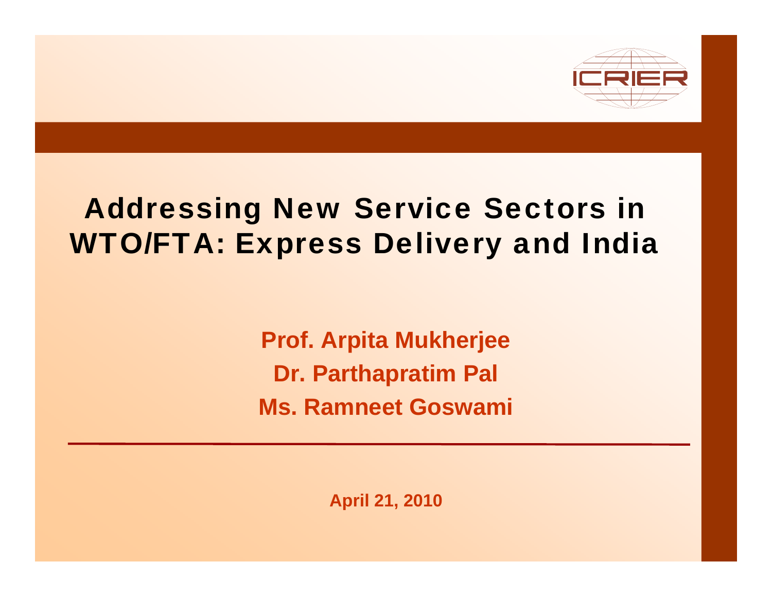ICRIER

# Addressing New Service Sectors in WTO/FTA: Express Delivery and India

**Prof. Arpita Mukherjee**

**Dr. Parthapratim Pal**

**Ms. Ramneet Goswami**

**April 21, 2010**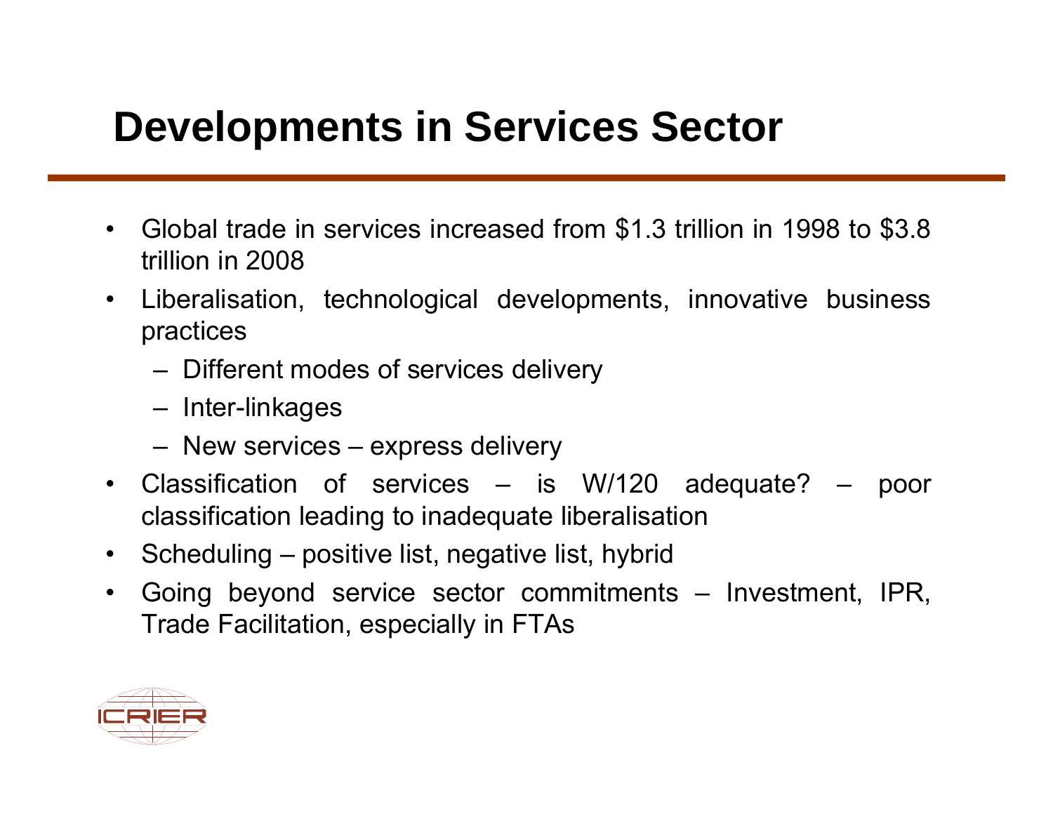# Developments in Services Sector

- Global trade in services increased from $1.3 trillion in 1998 to $3.8 trillion in 2008
- Liberalisation, technological developments, innovative business practices
  - Different modes of services delivery
  - Inter-linkages
  - New services – express delivery
- Classification of services – is W/120 adequate? – poor classification leading to inadequate liberalisation
- Scheduling – positive list, negative list, hybrid
- Going beyond service sector commitments – Investment, IPR, Trade Facilitation, especially in FTAs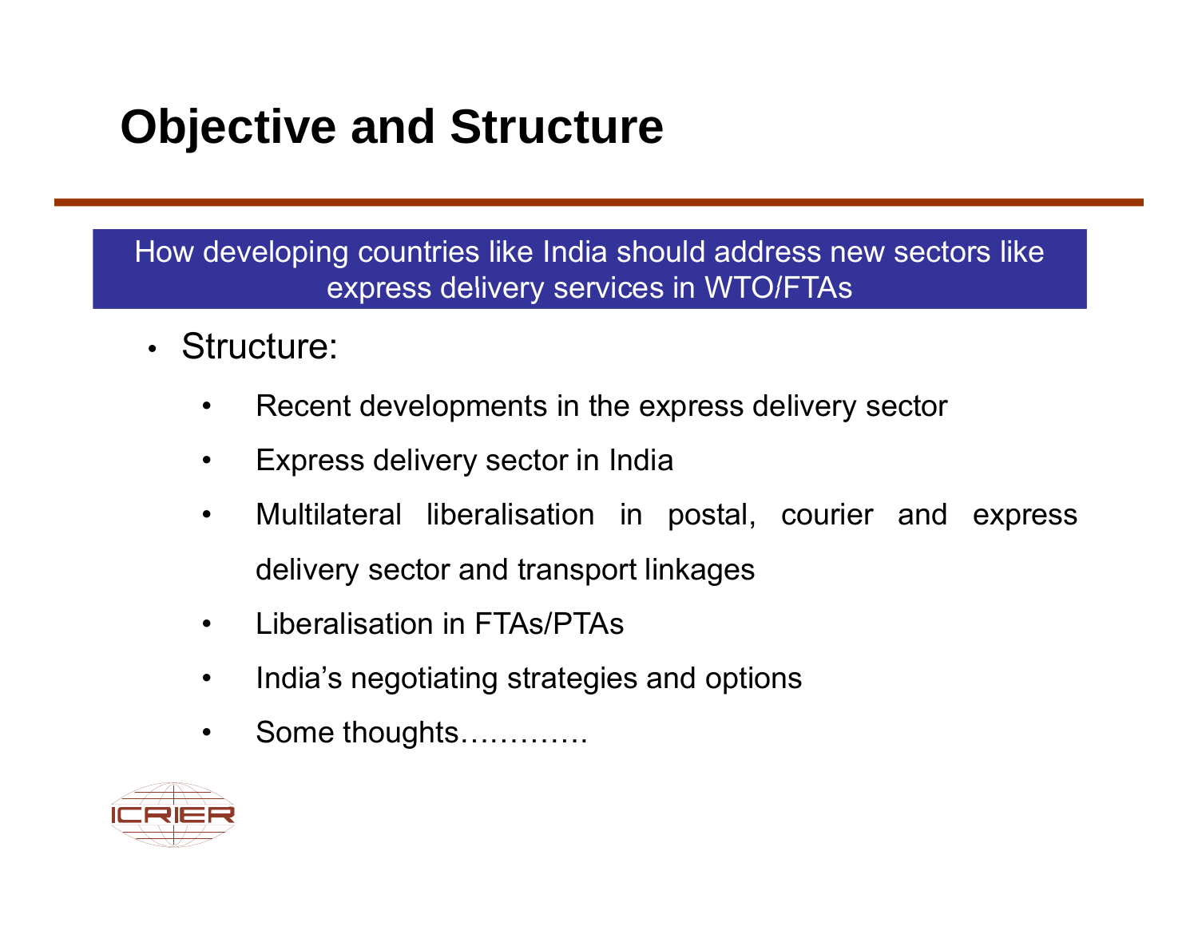# Objective and Structure

How developing countries like India should address new sectors like express delivery services in WTO/FTAs

- Structure:
  - Recent developments in the express delivery sector
  - Express delivery sector in India
  - Multilateral liberalisation in postal, courier and express delivery sector and transport linkages
  - Liberalisation in FTAs/PTAs
  - India’s negotiating strategies and options
  - Some thoughts…………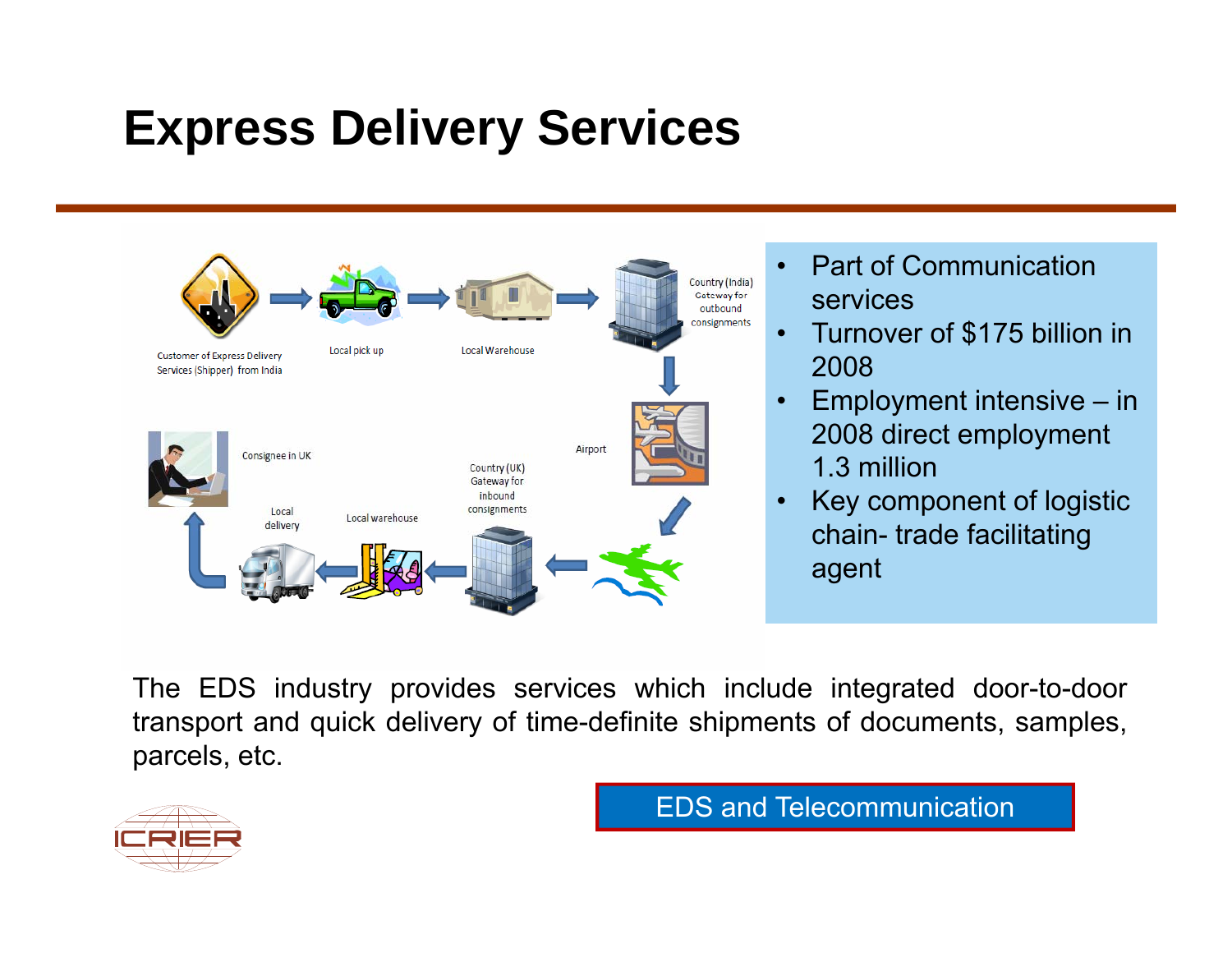# Express Delivery Services

Customer of Express Delivery Services (Shipper) from India → Local pick up → Local Warehouse → Country (India) Gateway for outbound consignments → Airport → Country (UK) Gateway for inbound consignments → Local warehouse → Local delivery → Consignee in UK

- Part of Communication services
- Turnover of $175 billion in 2008
- Employment intensive – in 2008 direct employment 1.3 million
- Key component of logistic chain- trade facilitating agent

The EDS industry provides services which include integrated door-to-door transport and quick delivery of time-definite shipments of documents, samples, parcels, etc.

EDS and Telecommunication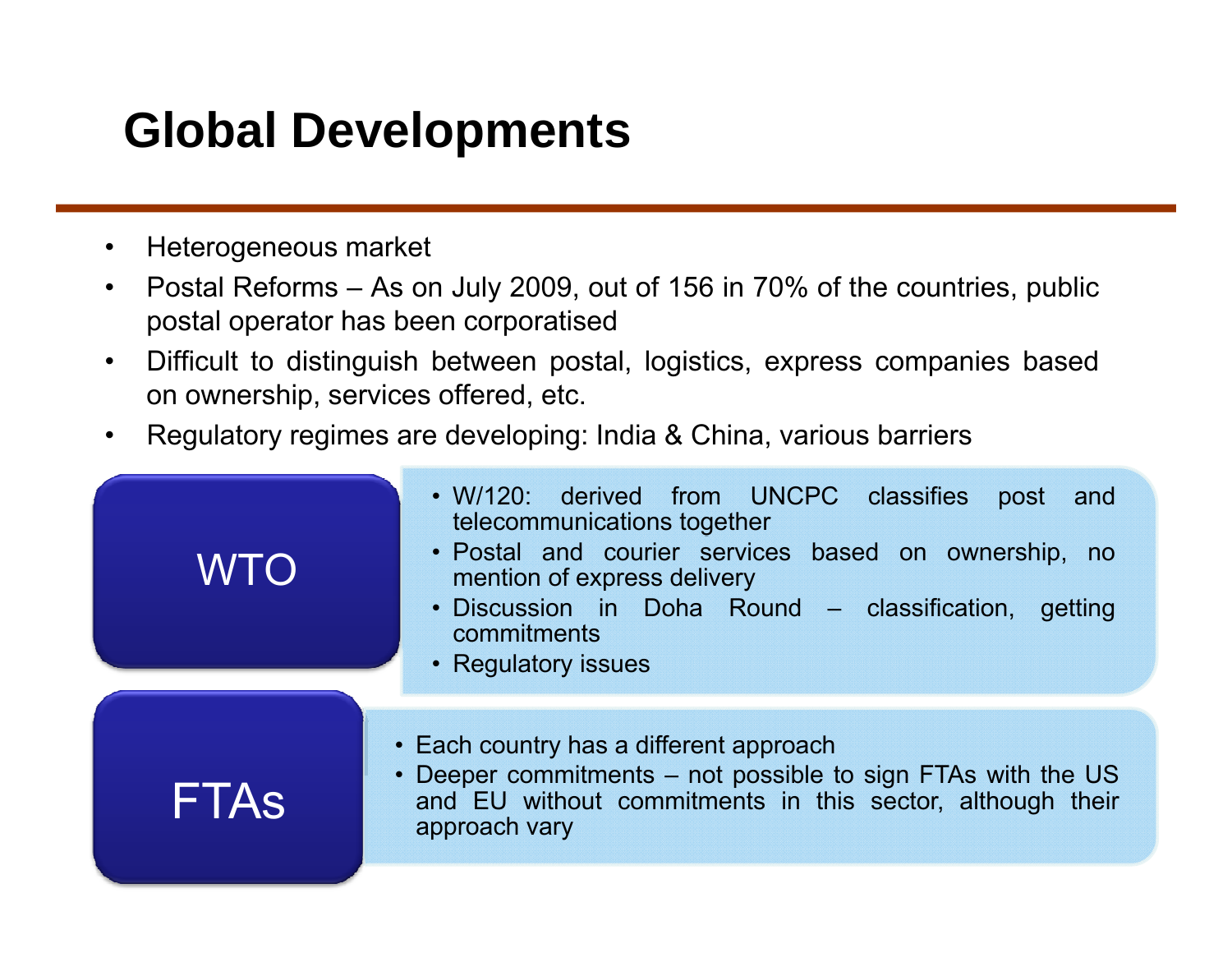# Global Developments

- Heterogeneous market
- Postal Reforms – As on July 2009, out of 156 in 70% of the countries, public postal operator has been corporatised
- Difficult to distinguish between postal, logistics, express companies based on ownership, services offered, etc.
- Regulatory regimes are developing: India & China, various barriers

**WTO**

- W/120: derived from UNCPC classifies post and telecommunications together
- Postal and courier services based on ownership, no mention of express delivery
- Discussion in Doha Round – classification, getting commitments
- Regulatory issues

**FTAs**

- Each country has a different approach
- Deeper commitments – not possible to sign FTAs with the US and EU without commitments in this sector, although their approach vary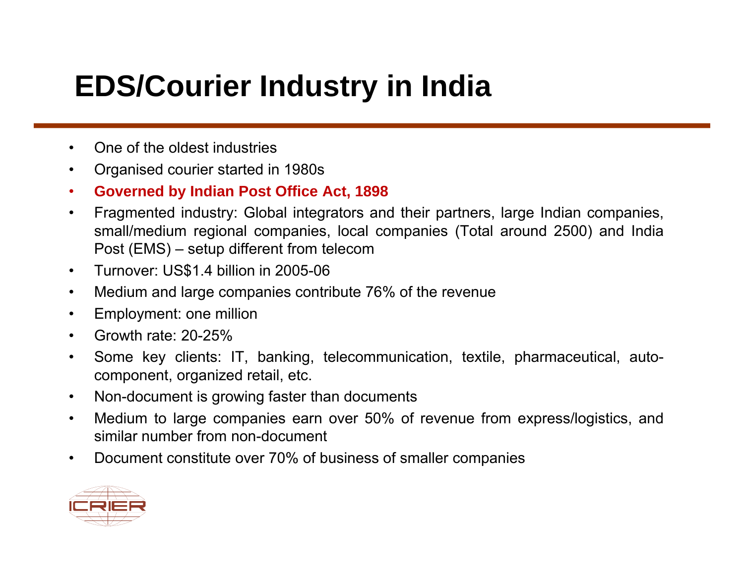# EDS/Courier Industry in India

- One of the oldest industries
- Organised courier started in 1980s
- **Governed by Indian Post Office Act, 1898**
- Fragmented industry: Global integrators and their partners, large Indian companies, small/medium regional companies, local companies (Total around 2500) and India Post (EMS) – setup different from telecom
- Turnover: US$1.4 billion in 2005-06
- Medium and large companies contribute 76% of the revenue
- Employment: one million
- Growth rate: 20-25%
- Some key clients: IT, banking, telecommunication, textile, pharmaceutical, auto-component, organized retail, etc.
- Non-document is growing faster than documents
- Medium to large companies earn over 50% of revenue from express/logistics, and similar number from non-document
- Document constitute over 70% of business of smaller companies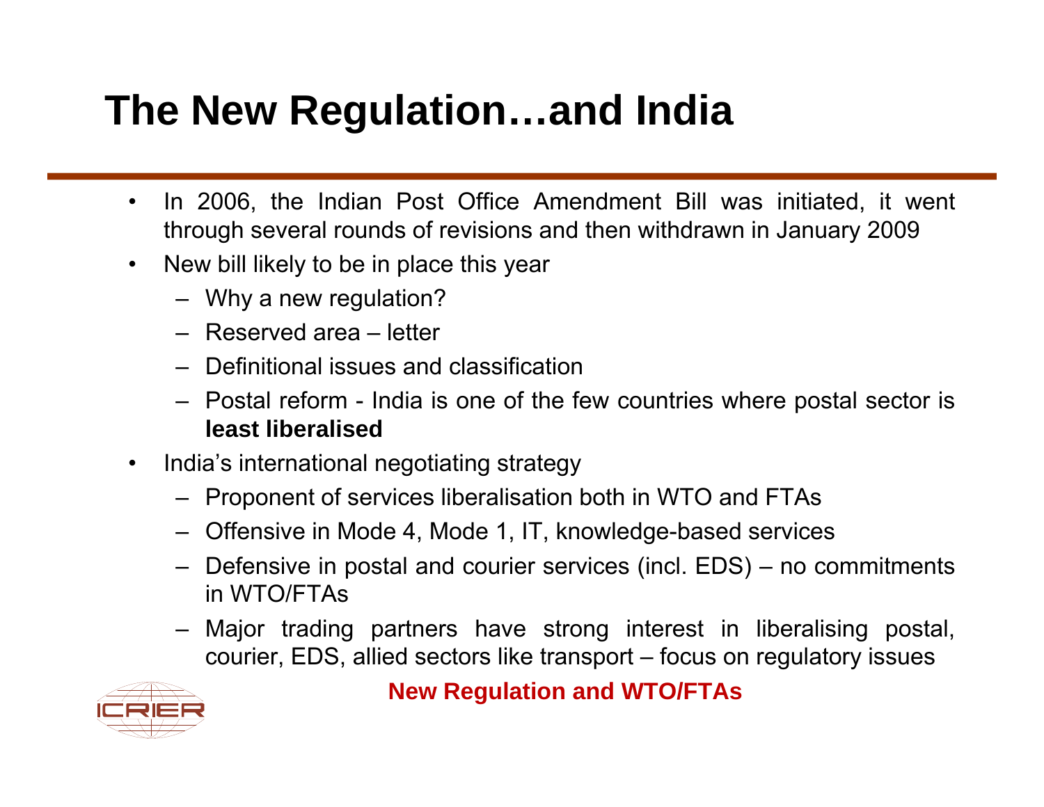# The New Regulation…and India

- In 2006, the Indian Post Office Amendment Bill was initiated, it went through several rounds of revisions and then withdrawn in January 2009
- New bill likely to be in place this year
  - Why a new regulation?
  - Reserved area – letter
  - Definitional issues and classification
  - Postal reform - India is one of the few countries where postal sector is **least liberalised**
- India's international negotiating strategy
  - Proponent of services liberalisation both in WTO and FTAs
  - Offensive in Mode 4, Mode 1, IT, knowledge-based services
  - Defensive in postal and courier services (incl. EDS) – no commitments in WTO/FTAs
  - Major trading partners have strong interest in liberalising postal, courier, EDS, allied sectors like transport – focus on regulatory issues

**New Regulation and WTO/FTAs**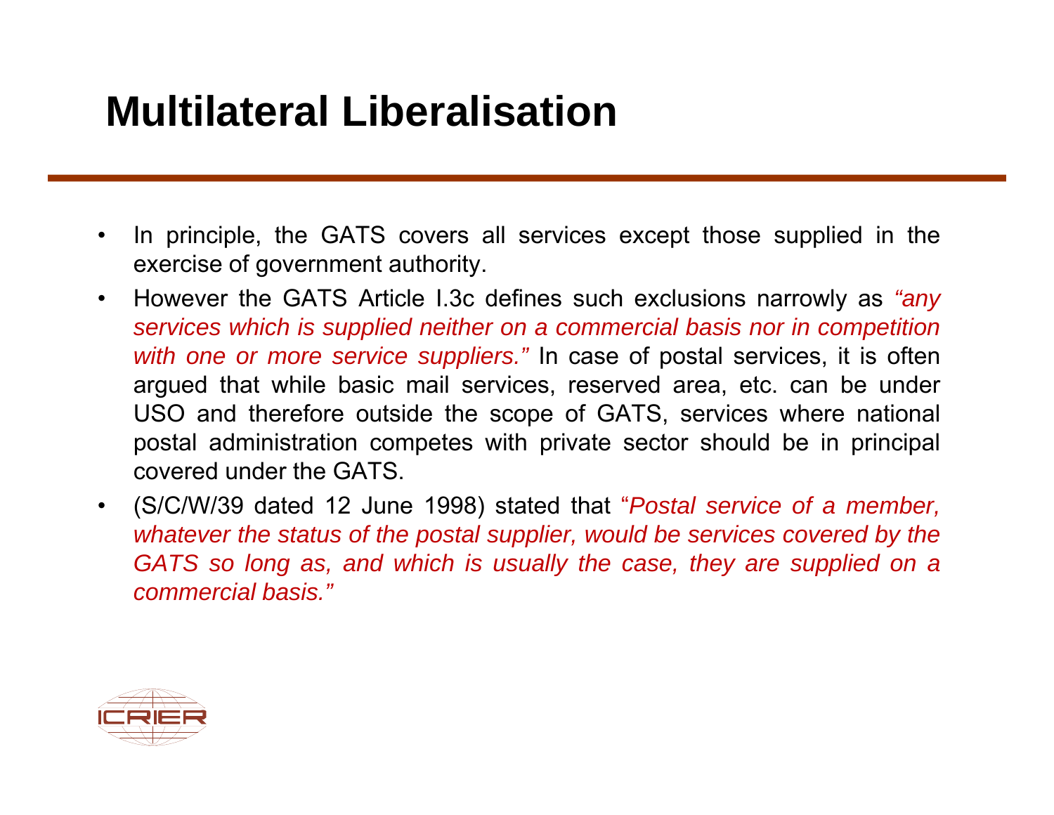# Multilateral Liberalisation

- In principle, the GATS covers all services except those supplied in the exercise of government authority.
- However the GATS Article I.3c defines such exclusions narrowly as *"any services which is supplied neither on a commercial basis nor in competition with one or more service suppliers."* In case of postal services, it is often argued that while basic mail services, reserved area, etc. can be under USO and therefore outside the scope of GATS, services where national postal administration competes with private sector should be in principal covered under the GATS.
- (S/C/W/39 dated 12 June 1998) stated that *"Postal service of a member, whatever the status of the postal supplier, would be services covered by the GATS so long as, and which is usually the case, they are supplied on a commercial basis."*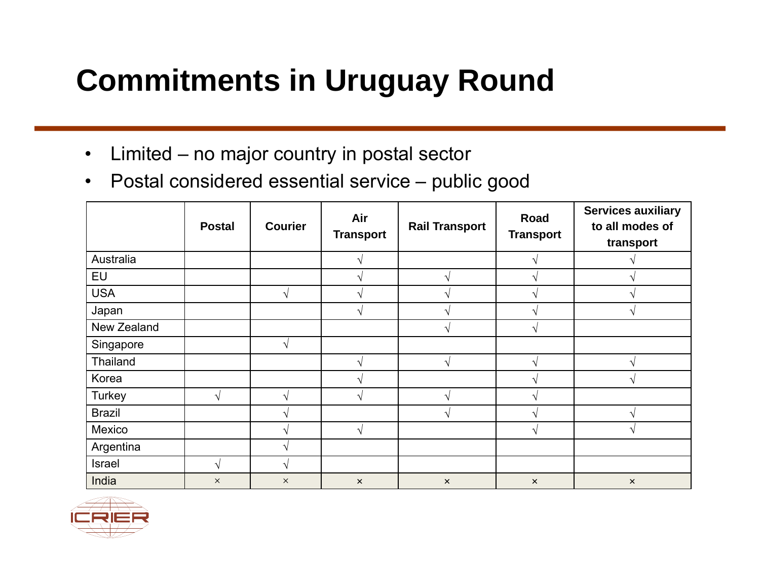# Commitments in Uruguay Round

- Limited – no major country in postal sector
- Postal considered essential service – public good

| | Postal | Courier | Air Transport | Rail Transport | Road Transport | Services auxiliary to all modes of transport |
|---|---|---|---|---|---|---|
| Australia | | | √ | | √ | √ |
| EU | | | √ | √ | √ | √ |
| USA | | √ | √ | √ | √ | √ |
| Japan | | | √ | √ | √ | √ |
| New Zealand | | | | √ | √ | |
| Singapore | | √ | | | | |
| Thailand | | | √ | √ | √ | √ |
| Korea | | | √ | | √ | √ |
| Turkey | √ | √ | √ | √ | √ | |
| Brazil | | √ | | √ | √ | √ |
| Mexico | | √ | √ | | √ | √ |
| Argentina | | √ | | | | |
| Israel | √ | √ | | | | |
| India | × | × | × | × | × | × |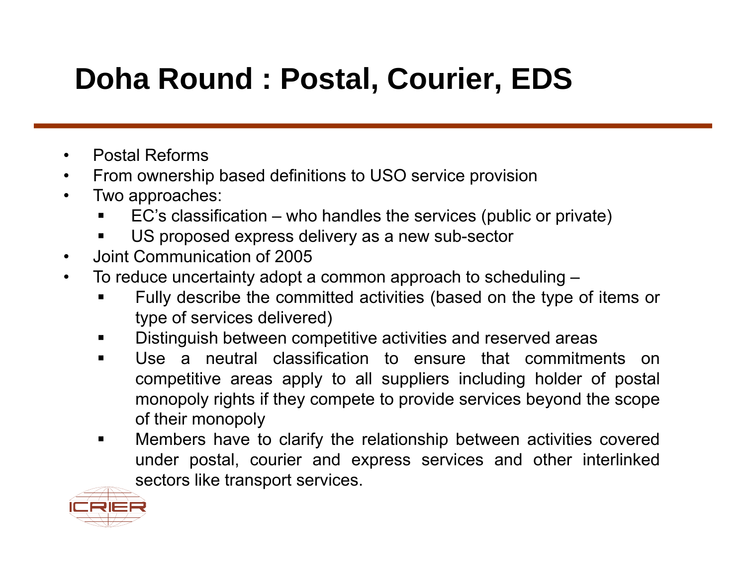# Doha Round : Postal, Courier, EDS

- Postal Reforms
- From ownership based definitions to USO service provision
- Two approaches:
  - EC's classification – who handles the services (public or private)
  - US proposed express delivery as a new sub-sector
- Joint Communication of 2005
- To reduce uncertainty adopt a common approach to scheduling –
  - Fully describe the committed activities (based on the type of items or type of services delivered)
  - Distinguish between competitive activities and reserved areas
  - Use a neutral classification to ensure that commitments on competitive areas apply to all suppliers including holder of postal monopoly rights if they compete to provide services beyond the scope of their monopoly
  - Members have to clarify the relationship between activities covered under postal, courier and express services and other interlinked sectors like transport services.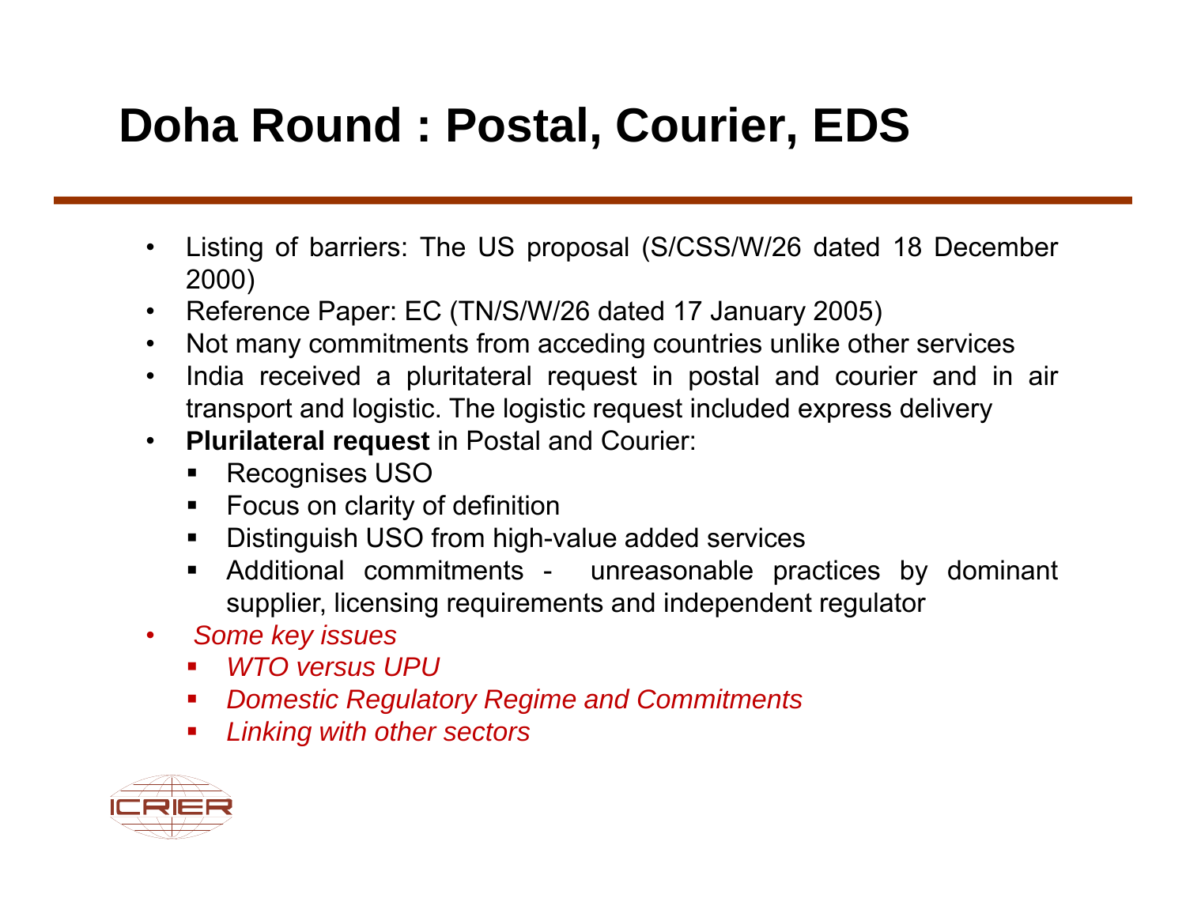# Doha Round : Postal, Courier, EDS

- Listing of barriers: The US proposal (S/CSS/W/26 dated 18 December 2000)
- Reference Paper: EC (TN/S/W/26 dated 17 January 2005)
- Not many commitments from acceding countries unlike other services
- India received a pluritateral request in postal and courier and in air transport and logistic. The logistic request included express delivery
- **Plurilateral request** in Postal and Courier:
  - Recognises USO
  - Focus on clarity of definition
  - Distinguish USO from high-value added services
  - Additional commitments - unreasonable practices by dominant supplier, licensing requirements and independent regulator
- *Some key issues*
  - *WTO versus UPU*
  - *Domestic Regulatory Regime and Commitments*
  - *Linking with other sectors*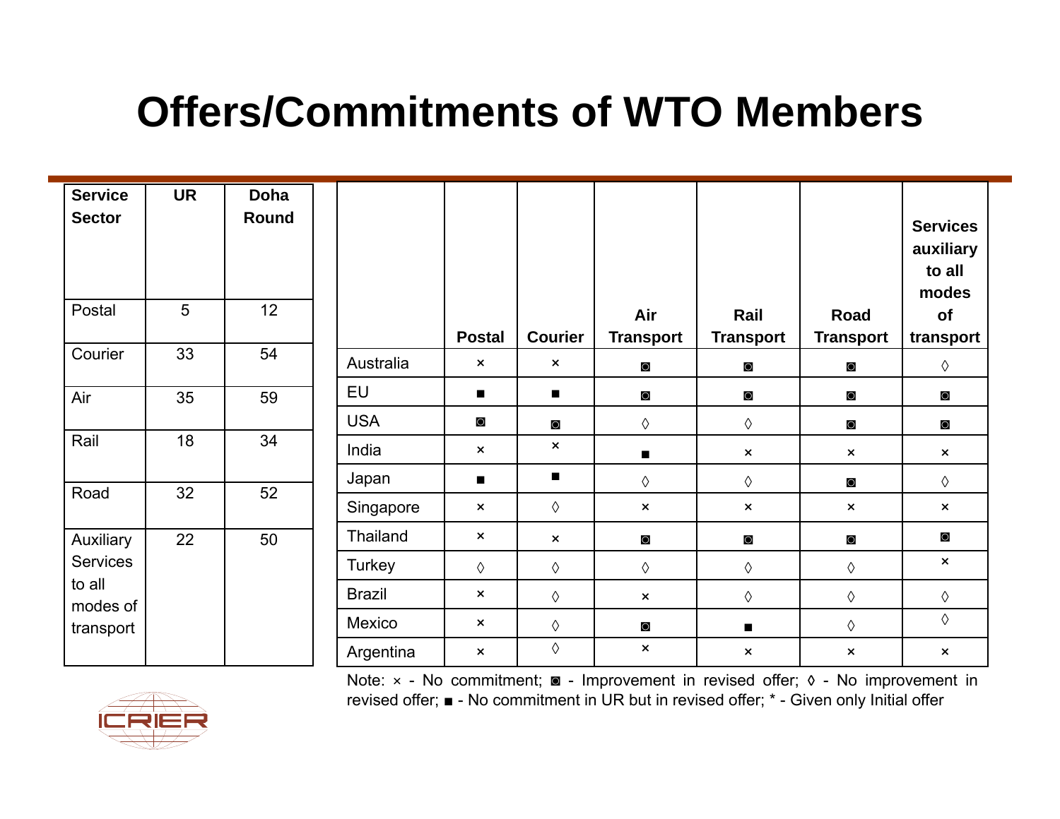# Offers/Commitments of WTO Members

| Service Sector | UR | Doha Round |
|---|---|---|
| Postal | 5 | 12 |
| Courier | 33 | 54 |
| Air | 35 | 59 |
| Rail | 18 | 34 |
| Road | 32 | 52 |
| Auxiliary Services to all modes of transport | 22 | 50 |

| | Postal | Courier | Air Transport | Rail Transport | Road Transport | Services auxiliary to all modes of transport |
|---|---|---|---|---|---|---|
| Australia | × | × | ◙ | ◙ | ◙ | ◊ |
| EU | ■ | ■ | ◙ | ◙ | ◙ | ◙ |
| USA | ◙ | ◙ | ◊ | ◊ | ◙ | ◙ |
| India | × | × | ■ | × | × | × |
| Japan | ■ | ■ | ◊ | ◊ | ◙ | ◊ |
| Singapore | × | ◊ | × | × | × | × |
| Thailand | × | × | ◙ | ◙ | ◙ | ◙ |
| Turkey | ◊ | ◊ | ◊ | ◊ | ◊ | × |
| Brazil | × | ◊ | × | ◊ | ◊ | ◊ |
| Mexico | × | ◊ | ◙ | ■ | ◊ | ◊ |
| Argentina | × | ◊ | × | × | × | × |

Note: × - No commitment; ◙ - Improvement in revised offer; ◊ - No improvement in revised offer; ■ - No commitment in UR but in revised offer; * - Given only Initial offer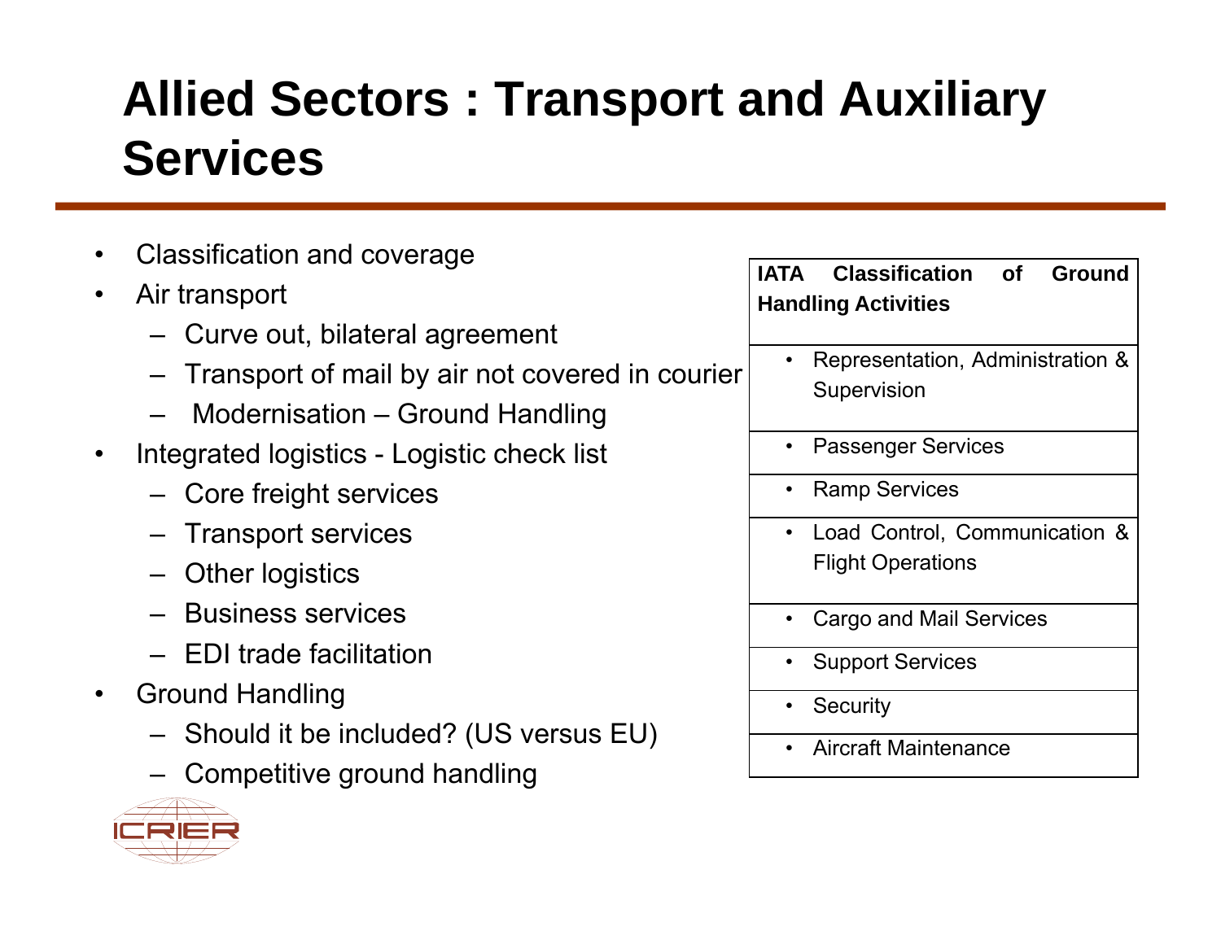# Allied Sectors : Transport and Auxiliary Services

- Classification and coverage
- Air transport
  - Curve out, bilateral agreement
  - Transport of mail by air not covered in courier
  - Modernisation – Ground Handling
- Integrated logistics - Logistic check list
  - Core freight services
  - Transport services
  - Other logistics
  - Business services
  - EDI trade facilitation
- Ground Handling
  - Should it be included? (US versus EU)
  - Competitive ground handling

| **IATA Classification of Ground Handling Activities** |
|---|
| • Representation, Administration & Supervision |
| • Passenger Services |
| • Ramp Services |
| • Load Control, Communication & Flight Operations |
| • Cargo and Mail Services |
| • Support Services |
| • Security |
| • Aircraft Maintenance |

ICRIER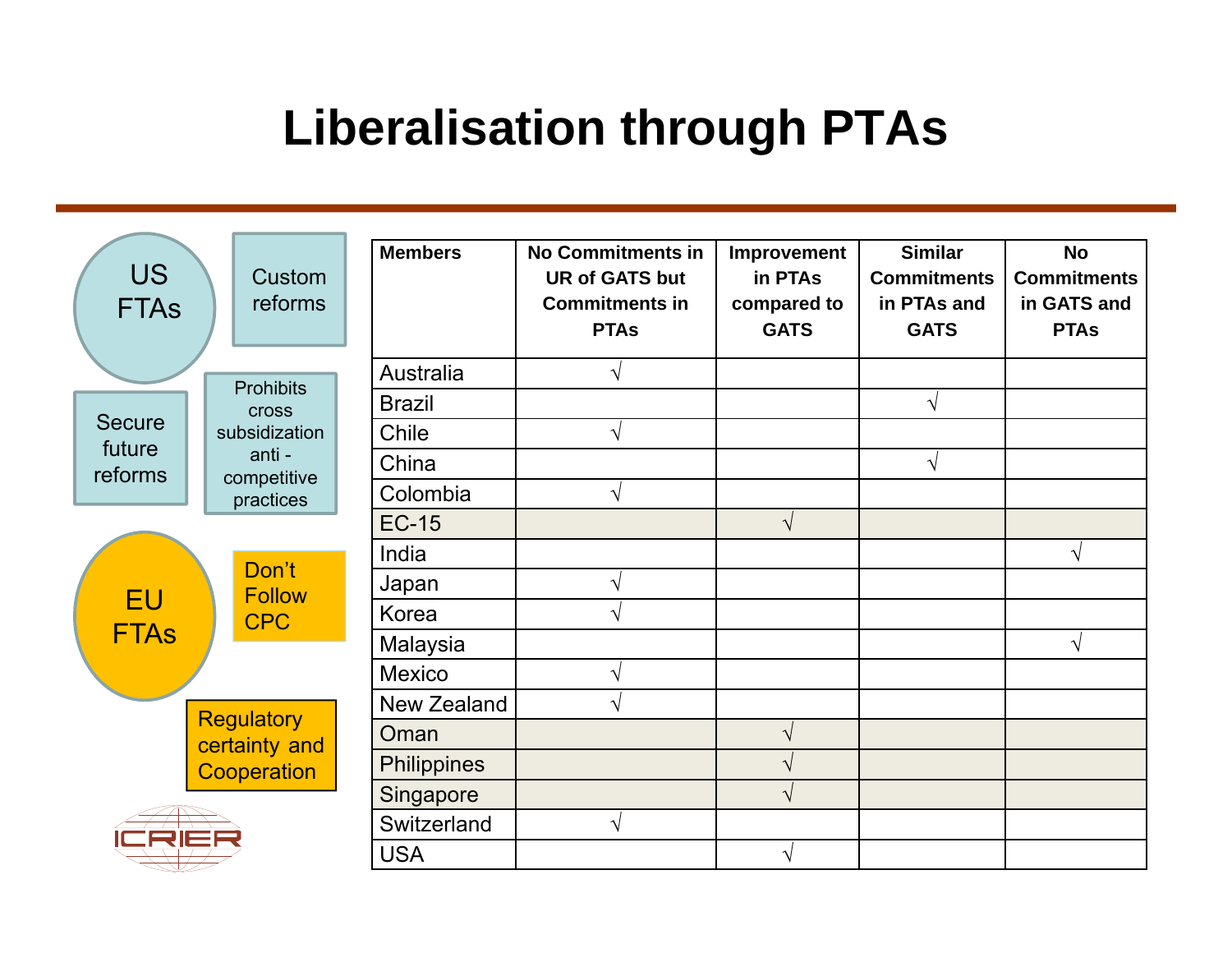# Liberalisation through PTAs

US FTAs

- Custom reforms
- Secure future reforms
- Prohibits cross subsidization anti - competitive practices

EU FTAs

- Don't Follow CPC
- Regulatory certainty and Cooperation

| Members | No Commitments in UR of GATS but Commitments in PTAs | Improvement in PTAs compared to GATS | Similar Commitments in PTAs and GATS | No Commitments in GATS and PTAs |
|---|---|---|---|---|
| Australia | √ | | | |
| Brazil | | | √ | |
| Chile | √ | | | |
| China | | | √ | |
| Colombia | √ | | | |
| EC-15 | | √ | | |
| India | | | | √ |
| Japan | √ | | | |
| Korea | √ | | | |
| Malaysia | | | | √ |
| Mexico | √ | | | |
| New Zealand | √ | | | |
| Oman | | √ | | |
| Philippines | | √ | | |
| Singapore | | √ | | |
| Switzerland | √ | | | |
| USA | | √ | | |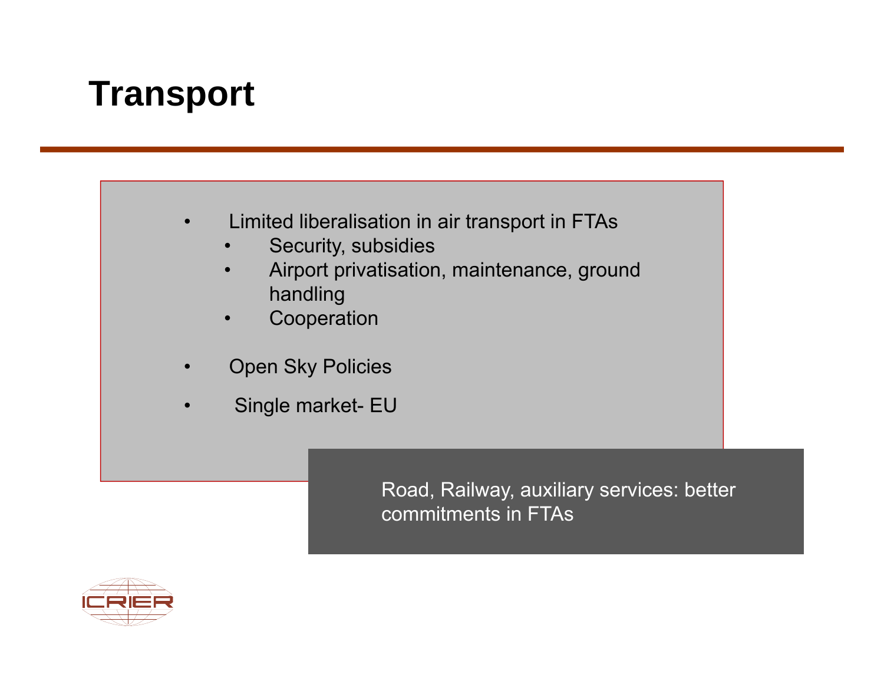# Transport

- Limited liberalisation in air transport in FTAs
  - Security, subsidies
  - Airport privatisation, maintenance, ground handling
  - Cooperation
- Open Sky Policies
- Single market- EU

Road, Railway, auxiliary services: better commitments in FTAs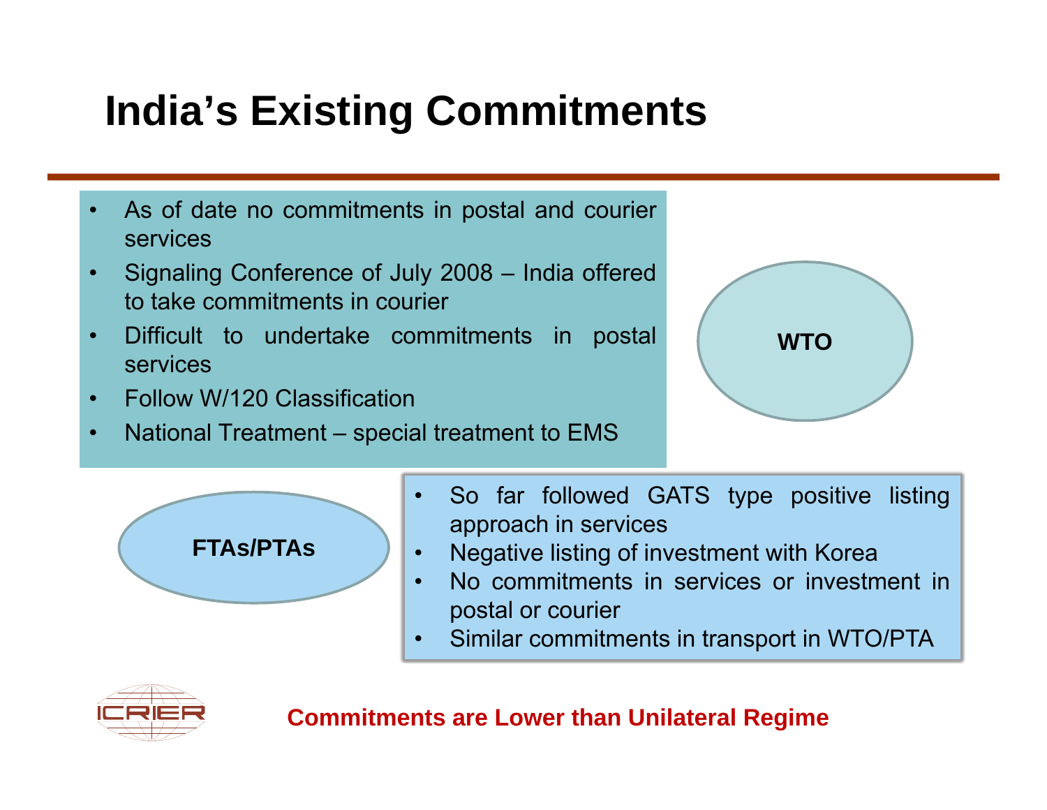# India's Existing Commitments

**WTO**

- As of date no commitments in postal and courier services
- Signaling Conference of July 2008 – India offered to take commitments in courier
- Difficult to undertake commitments in postal services
- Follow W/120 Classification
- National Treatment – special treatment to EMS

**FTAs/PTAs**

- So far followed GATS type positive listing approach in services
- Negative listing of investment with Korea
- No commitments in services or investment in postal or courier
- Similar commitments in transport in WTO/PTA

**Commitments are Lower than Unilateral Regime**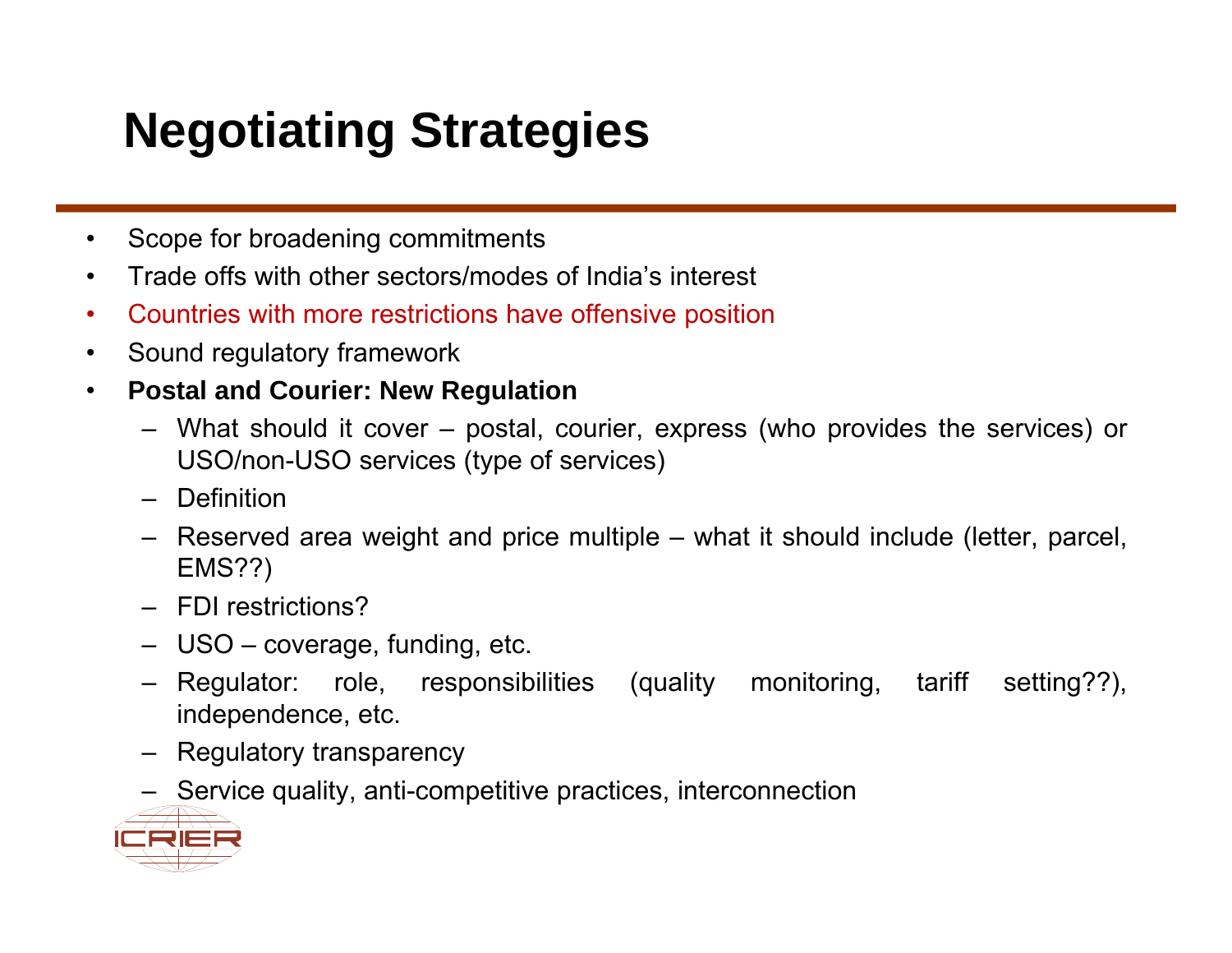# Negotiating Strategies

- Scope for broadening commitments
- Trade offs with other sectors/modes of India's interest
- Countries with more restrictions have offensive position
- Sound regulatory framework
- **Postal and Courier: New Regulation**
  - What should it cover – postal, courier, express (who provides the services) or USO/non-USO services (type of services)
  - Definition
  - Reserved area weight and price multiple – what it should include (letter, parcel, EMS??)
  - FDI restrictions?
  - USO – coverage, funding, etc.
  - Regulator: role, responsibilities (quality monitoring, tariff setting??), independence, etc.
  - Regulatory transparency
  - Service quality, anti-competitive practices, interconnection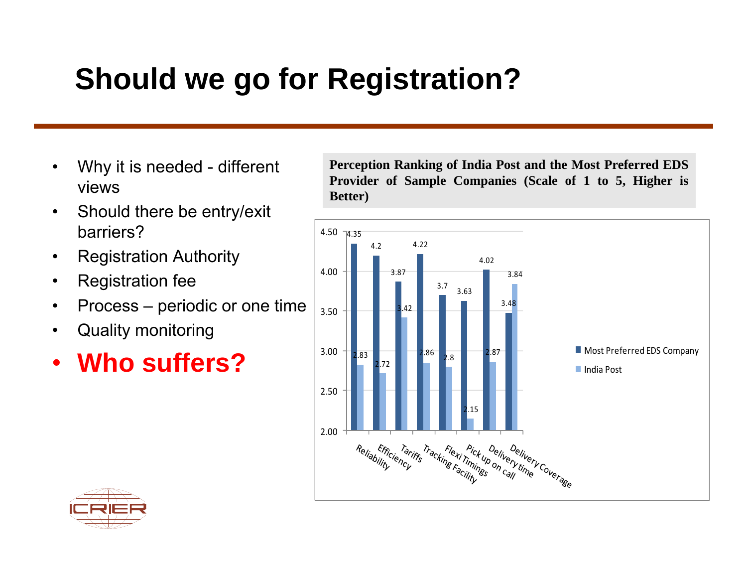# Should we go for Registration?

- Why it is needed - different views
- Should there be entry/exit barriers?
- Registration Authority
- Registration fee
- Process – periodic or one time
- Quality monitoring
- **Who suffers?**

**Perception Ranking of India Post and the Most Preferred EDS Provider of Sample Companies (Scale of 1 to 5, Higher is Better)**

| | Most Preferred EDS Company | India Post |
|---|---|---|
| Reliability | 4.35 | 2.83 |
| Efficiency | 4.2 | 2.72 |
| Tariffs | 3.87 | 3.42 |
| Tracking Facility | 4.22 | 2.86 |
| Flexi Timings | 3.7 | 2.8 |
| Pick up on call | 3.63 | 2.15 |
| Delivery time | 4.02 | 2.87 |
| Delivery Coverage | 3.48 | 3.84 |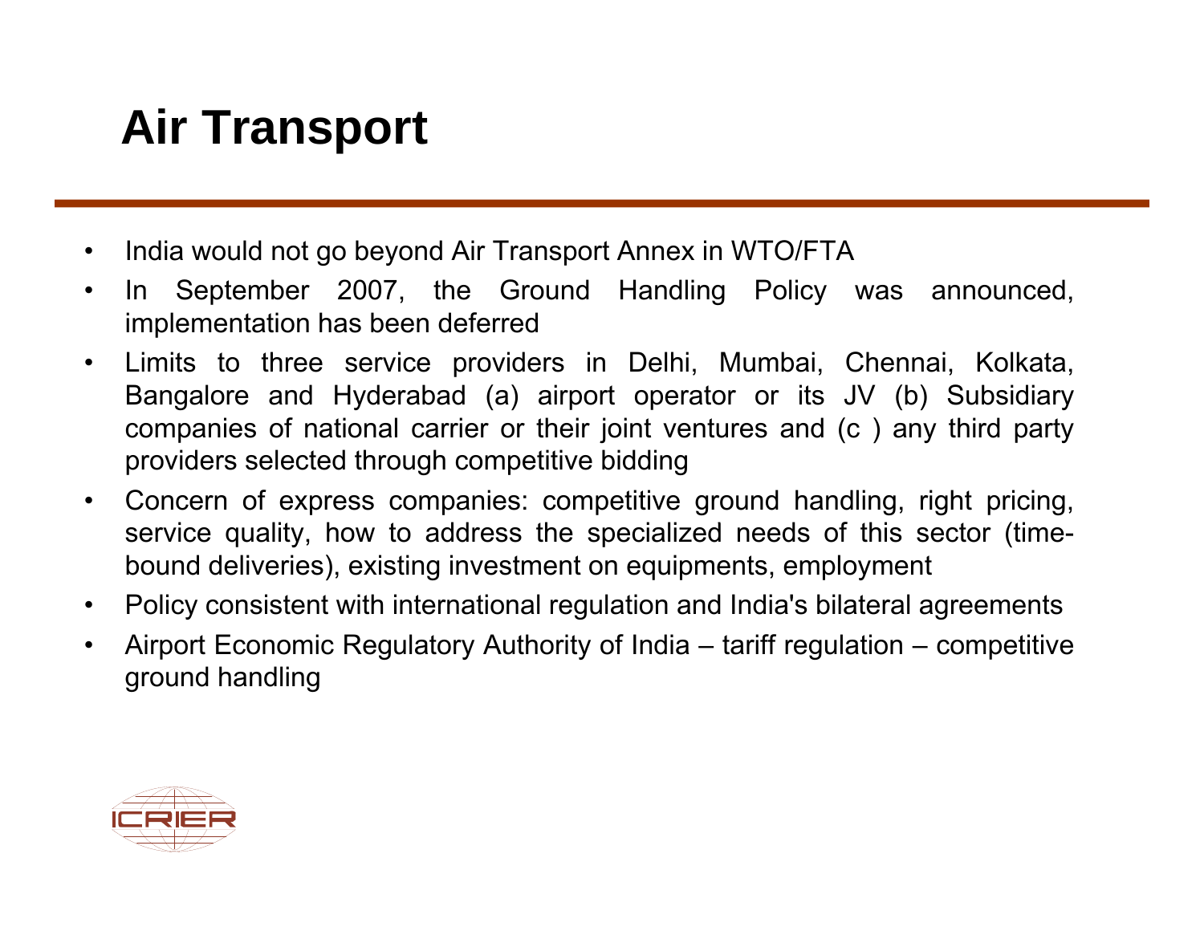# Air Transport

- India would not go beyond Air Transport Annex in WTO/FTA
- In September 2007, the Ground Handling Policy was announced, implementation has been deferred
- Limits to three service providers in Delhi, Mumbai, Chennai, Kolkata, Bangalore and Hyderabad (a) airport operator or its JV (b) Subsidiary companies of national carrier or their joint ventures and (c ) any third party providers selected through competitive bidding
- Concern of express companies: competitive ground handling, right pricing, service quality, how to address the specialized needs of this sector (time-bound deliveries), existing investment on equipments, employment
- Policy consistent with international regulation and India's bilateral agreements
- Airport Economic Regulatory Authority of India – tariff regulation – competitive ground handling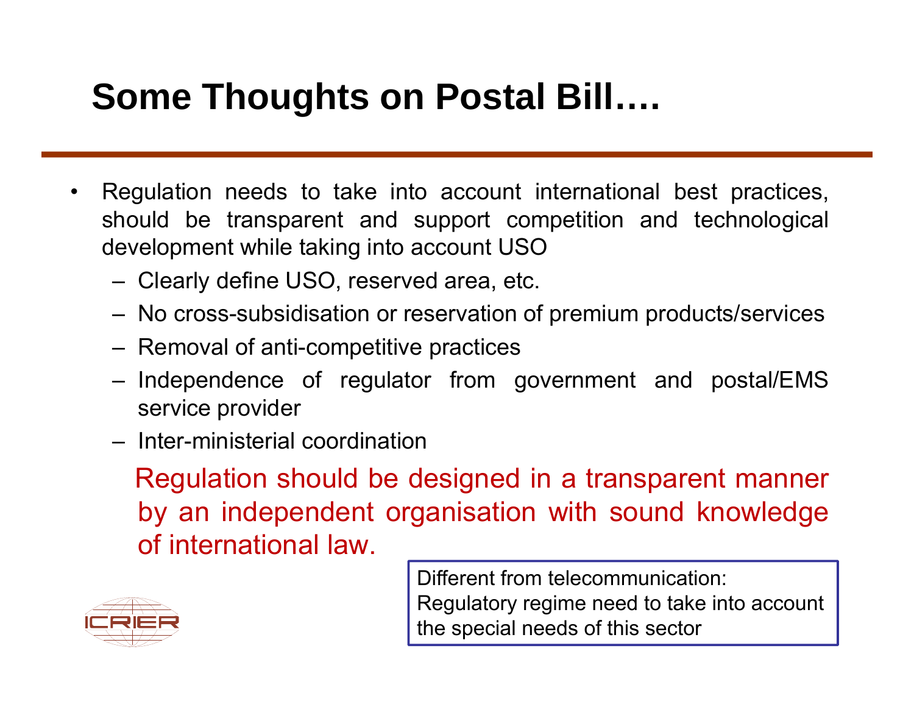# Some Thoughts on Postal Bill….

- Regulation needs to take into account international best practices, should be transparent and support competition and technological development while taking into account USO
  - Clearly define USO, reserved area, etc.
  - No cross-subsidisation or reservation of premium products/services
  - Removal of anti-competitive practices
  - Independence of regulator from government and postal/EMS service provider
  - Inter-ministerial coordination

  Regulation should be designed in a transparent manner by an independent organisation with sound knowledge of international law.

Different from telecommunication: Regulatory regime need to take into account the special needs of this sector

ICRIER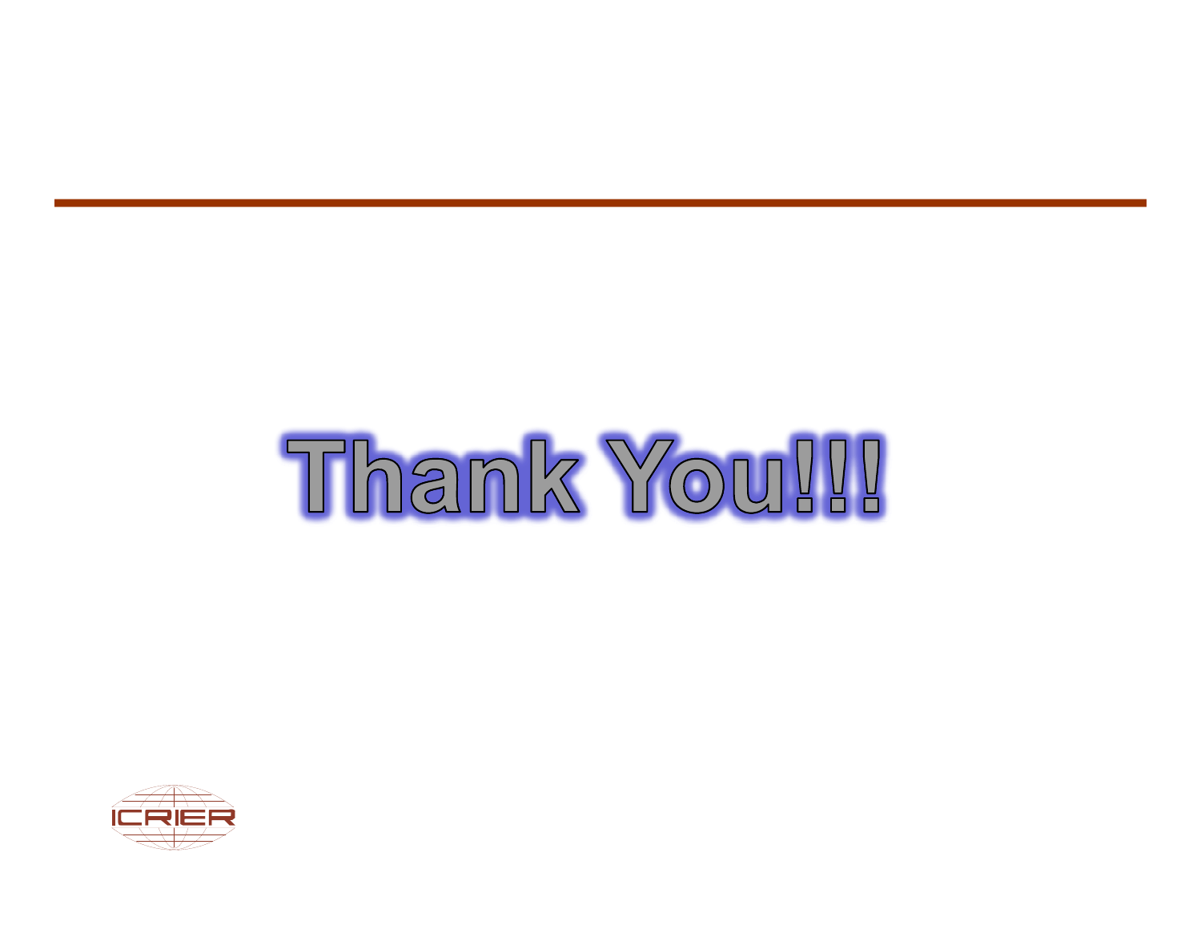# Thank You!!!